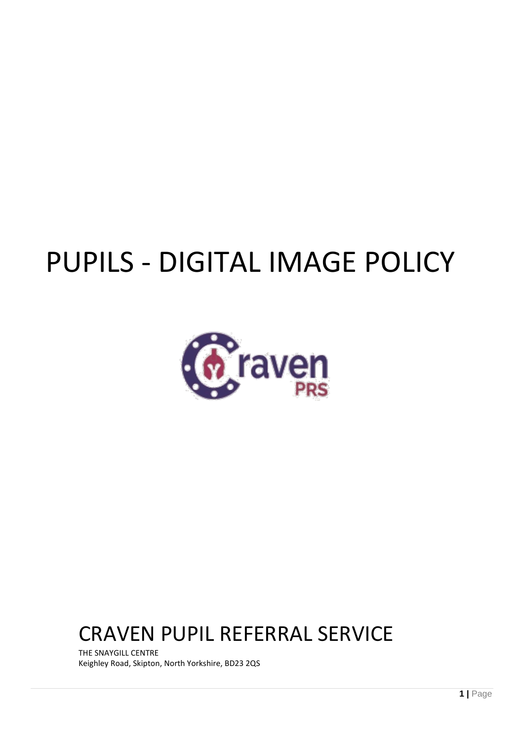# PUPILS - DIGITAL IMAGE POLICY

## CRAVEN PUPIL REFERRAL SERVICE

THE SNAYGILL CENTRE
Keighley Road, Skipton, North Yorkshire, BD23 2QS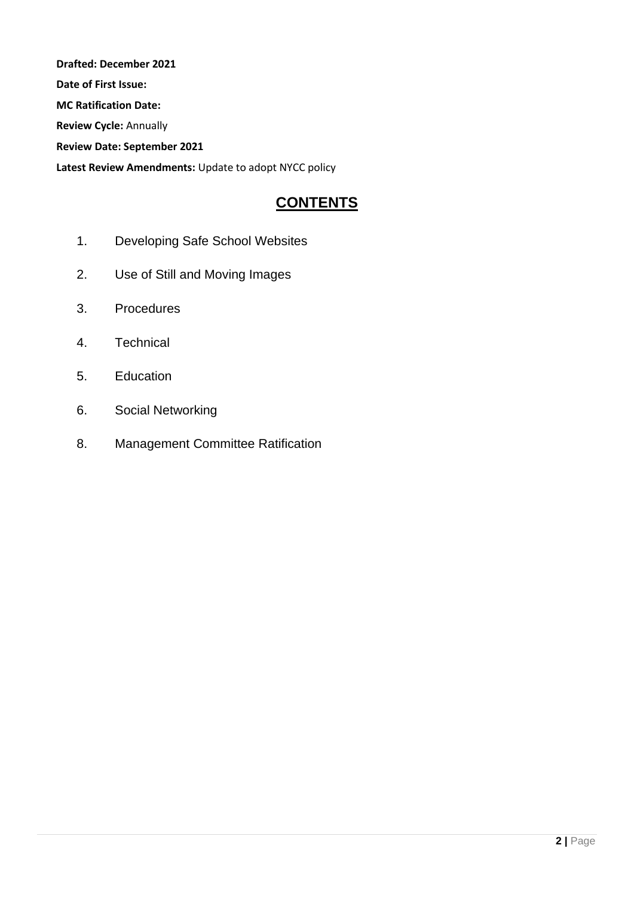**Drafted: December 2021**

**Date of First Issue:**

**MC Ratification Date:**

**Review Cycle:** Annually

**Review Date: September 2021**

**Latest Review Amendments:** Update to adopt NYCC policy

# CONTENTS

1. Developing Safe School Websites
2. Use of Still and Moving Images
3. Procedures
4. Technical
5. Education
6. Social Networking
8. Management Committee Ratification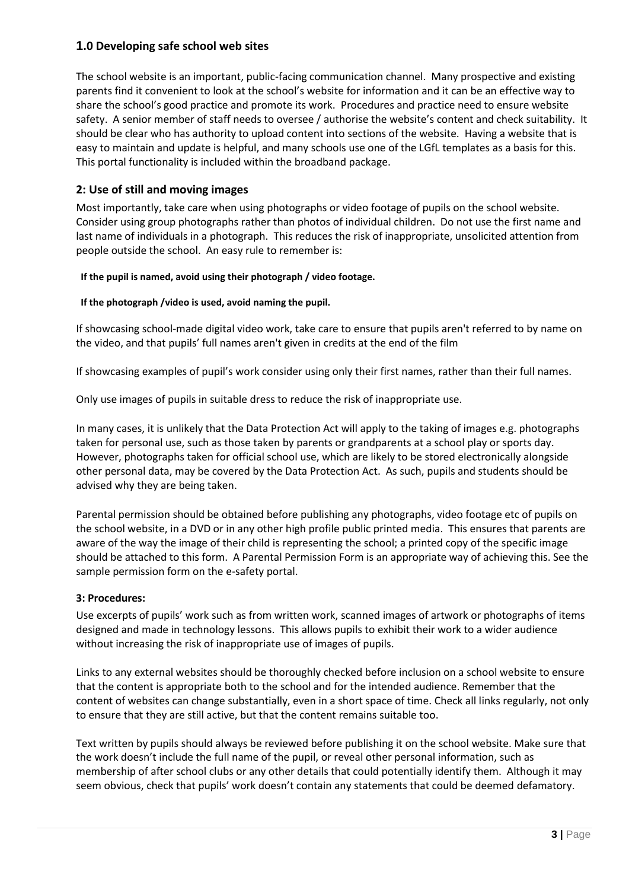## 1.0 Developing safe school web sites

The school website is an important, public-facing communication channel. Many prospective and existing parents find it convenient to look at the school's website for information and it can be an effective way to share the school's good practice and promote its work. Procedures and practice need to ensure website safety. A senior member of staff needs to oversee / authorise the website's content and check suitability. It should be clear who has authority to upload content into sections of the website. Having a website that is easy to maintain and update is helpful, and many schools use one of the LGfL templates as a basis for this. This portal functionality is included within the broadband package.

## 2: Use of still and moving images

Most importantly, take care when using photographs or video footage of pupils on the school website. Consider using group photographs rather than photos of individual children. Do not use the first name and last name of individuals in a photograph. This reduces the risk of inappropriate, unsolicited attention from people outside the school. An easy rule to remember is:

**If the pupil is named, avoid using their photograph / video footage.**

**If the photograph /video is used, avoid naming the pupil.**

If showcasing school-made digital video work, take care to ensure that pupils aren't referred to by name on the video, and that pupils' full names aren't given in credits at the end of the film

If showcasing examples of pupil's work consider using only their first names, rather than their full names.

Only use images of pupils in suitable dress to reduce the risk of inappropriate use.

In many cases, it is unlikely that the Data Protection Act will apply to the taking of images e.g. photographs taken for personal use, such as those taken by parents or grandparents at a school play or sports day. However, photographs taken for official school use, which are likely to be stored electronically alongside other personal data, may be covered by the Data Protection Act. As such, pupils and students should be advised why they are being taken.

Parental permission should be obtained before publishing any photographs, video footage etc of pupils on the school website, in a DVD or in any other high profile public printed media. This ensures that parents are aware of the way the image of their child is representing the school; a printed copy of the specific image should be attached to this form. A Parental Permission Form is an appropriate way of achieving this. See the sample permission form on the e-safety portal.

### 3: Procedures:

Use excerpts of pupils' work such as from written work, scanned images of artwork or photographs of items designed and made in technology lessons. This allows pupils to exhibit their work to a wider audience without increasing the risk of inappropriate use of images of pupils.

Links to any external websites should be thoroughly checked before inclusion on a school website to ensure that the content is appropriate both to the school and for the intended audience. Remember that the content of websites can change substantially, even in a short space of time. Check all links regularly, not only to ensure that they are still active, but that the content remains suitable too.

Text written by pupils should always be reviewed before publishing it on the school website. Make sure that the work doesn't include the full name of the pupil, or reveal other personal information, such as membership of after school clubs or any other details that could potentially identify them. Although it may seem obvious, check that pupils' work doesn't contain any statements that could be deemed defamatory.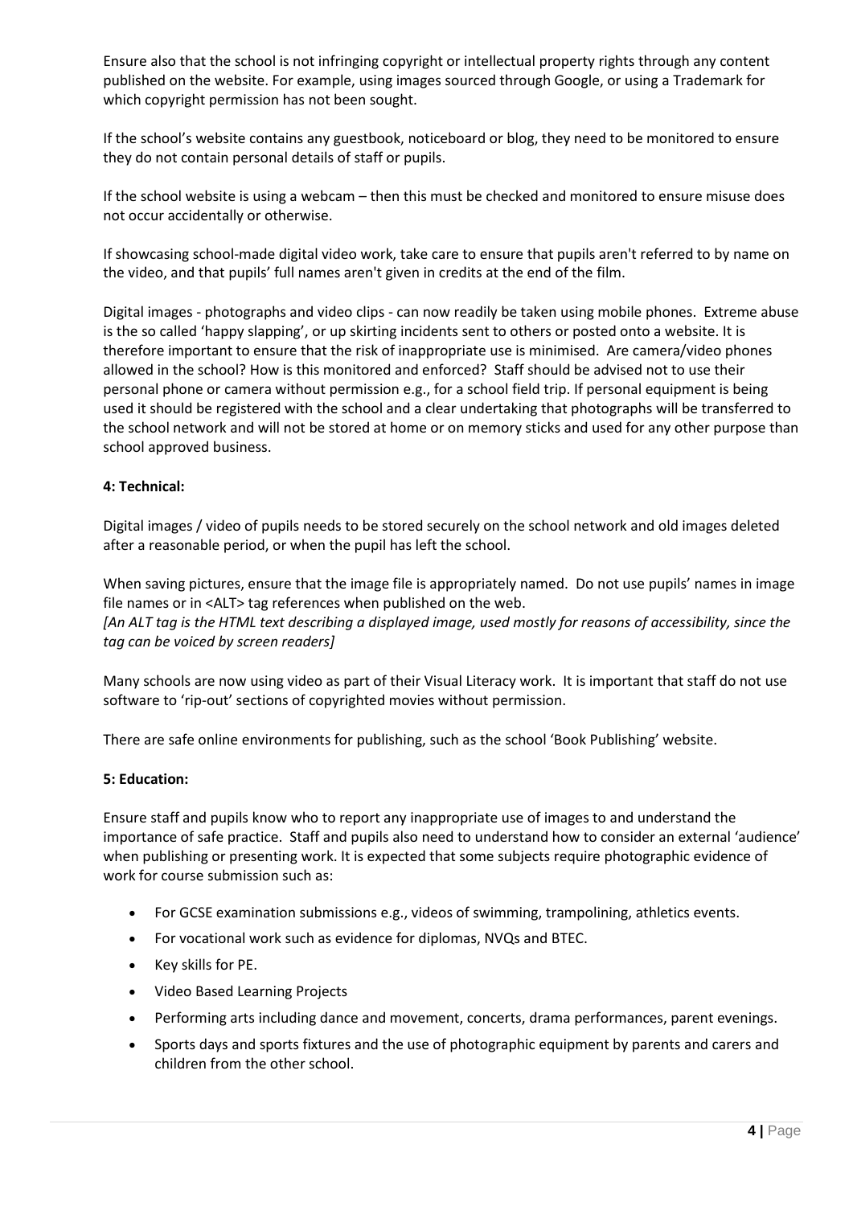Ensure also that the school is not infringing copyright or intellectual property rights through any content published on the website. For example, using images sourced through Google, or using a Trademark for which copyright permission has not been sought.

If the school's website contains any guestbook, noticeboard or blog, they need to be monitored to ensure they do not contain personal details of staff or pupils.

If the school website is using a webcam – then this must be checked and monitored to ensure misuse does not occur accidentally or otherwise.

If showcasing school-made digital video work, take care to ensure that pupils aren't referred to by name on the video, and that pupils' full names aren't given in credits at the end of the film.

Digital images - photographs and video clips - can now readily be taken using mobile phones. Extreme abuse is the so called 'happy slapping', or up skirting incidents sent to others or posted onto a website. It is therefore important to ensure that the risk of inappropriate use is minimised. Are camera/video phones allowed in the school? How is this monitored and enforced? Staff should be advised not to use their personal phone or camera without permission e.g., for a school field trip. If personal equipment is being used it should be registered with the school and a clear undertaking that photographs will be transferred to the school network and will not be stored at home or on memory sticks and used for any other purpose than school approved business.

**4: Technical:**

Digital images / video of pupils needs to be stored securely on the school network and old images deleted after a reasonable period, or when the pupil has left the school.

When saving pictures, ensure that the image file is appropriately named. Do not use pupils' names in image file names or in <ALT> tag references when published on the web.
*[An ALT tag is the HTML text describing a displayed image, used mostly for reasons of accessibility, since the tag can be voiced by screen readers]*

Many schools are now using video as part of their Visual Literacy work. It is important that staff do not use software to 'rip-out' sections of copyrighted movies without permission.

There are safe online environments for publishing, such as the school 'Book Publishing' website.

**5: Education:**

Ensure staff and pupils know who to report any inappropriate use of images to and understand the importance of safe practice. Staff and pupils also need to understand how to consider an external 'audience' when publishing or presenting work. It is expected that some subjects require photographic evidence of work for course submission such as:

- For GCSE examination submissions e.g., videos of swimming, trampolining, athletics events.
- For vocational work such as evidence for diplomas, NVQs and BTEC.
- Key skills for PE.
- Video Based Learning Projects
- Performing arts including dance and movement, concerts, drama performances, parent evenings.
- Sports days and sports fixtures and the use of photographic equipment by parents and carers and children from the other school.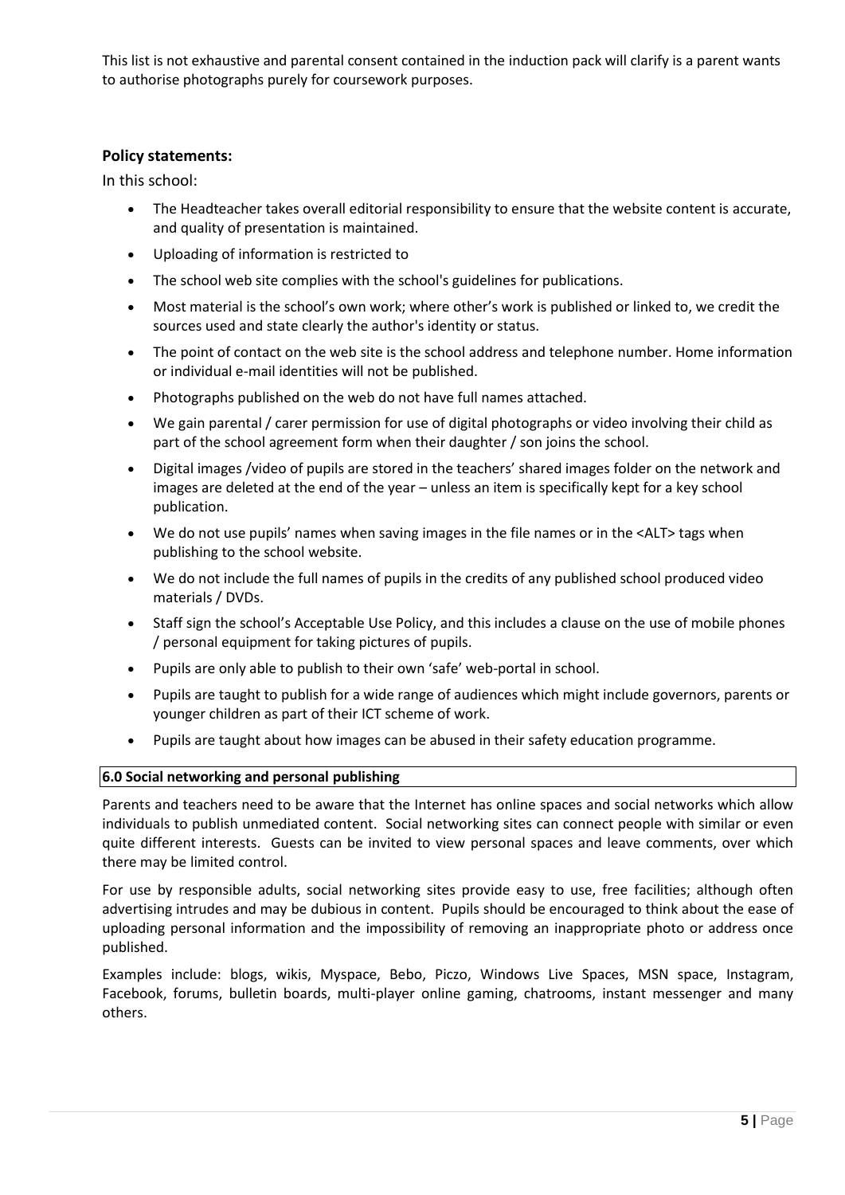This list is not exhaustive and parental consent contained in the induction pack will clarify is a parent wants to authorise photographs purely for coursework purposes.

**Policy statements:**

In this school:

- The Headteacher takes overall editorial responsibility to ensure that the website content is accurate, and quality of presentation is maintained.
- Uploading of information is restricted to
- The school web site complies with the school's guidelines for publications.
- Most material is the school's own work; where other's work is published or linked to, we credit the sources used and state clearly the author's identity or status.
- The point of contact on the web site is the school address and telephone number. Home information or individual e-mail identities will not be published.
- Photographs published on the web do not have full names attached.
- We gain parental / carer permission for use of digital photographs or video involving their child as part of the school agreement form when their daughter / son joins the school.
- Digital images /video of pupils are stored in the teachers' shared images folder on the network and images are deleted at the end of the year – unless an item is specifically kept for a key school publication.
- We do not use pupils' names when saving images in the file names or in the <ALT> tags when publishing to the school website.
- We do not include the full names of pupils in the credits of any published school produced video materials / DVDs.
- Staff sign the school's Acceptable Use Policy, and this includes a clause on the use of mobile phones / personal equipment for taking pictures of pupils.
- Pupils are only able to publish to their own 'safe' web-portal in school.
- Pupils are taught to publish for a wide range of audiences which might include governors, parents or younger children as part of their ICT scheme of work.
- Pupils are taught about how images can be abused in their safety education programme.

## 6.0 Social networking and personal publishing

Parents and teachers need to be aware that the Internet has online spaces and social networks which allow individuals to publish unmediated content. Social networking sites can connect people with similar or even quite different interests. Guests can be invited to view personal spaces and leave comments, over which there may be limited control.

For use by responsible adults, social networking sites provide easy to use, free facilities; although often advertising intrudes and may be dubious in content. Pupils should be encouraged to think about the ease of uploading personal information and the impossibility of removing an inappropriate photo or address once published.

Examples include: blogs, wikis, Myspace, Bebo, Piczo, Windows Live Spaces, MSN space, Instagram, Facebook, forums, bulletin boards, multi-player online gaming, chatrooms, instant messenger and many others.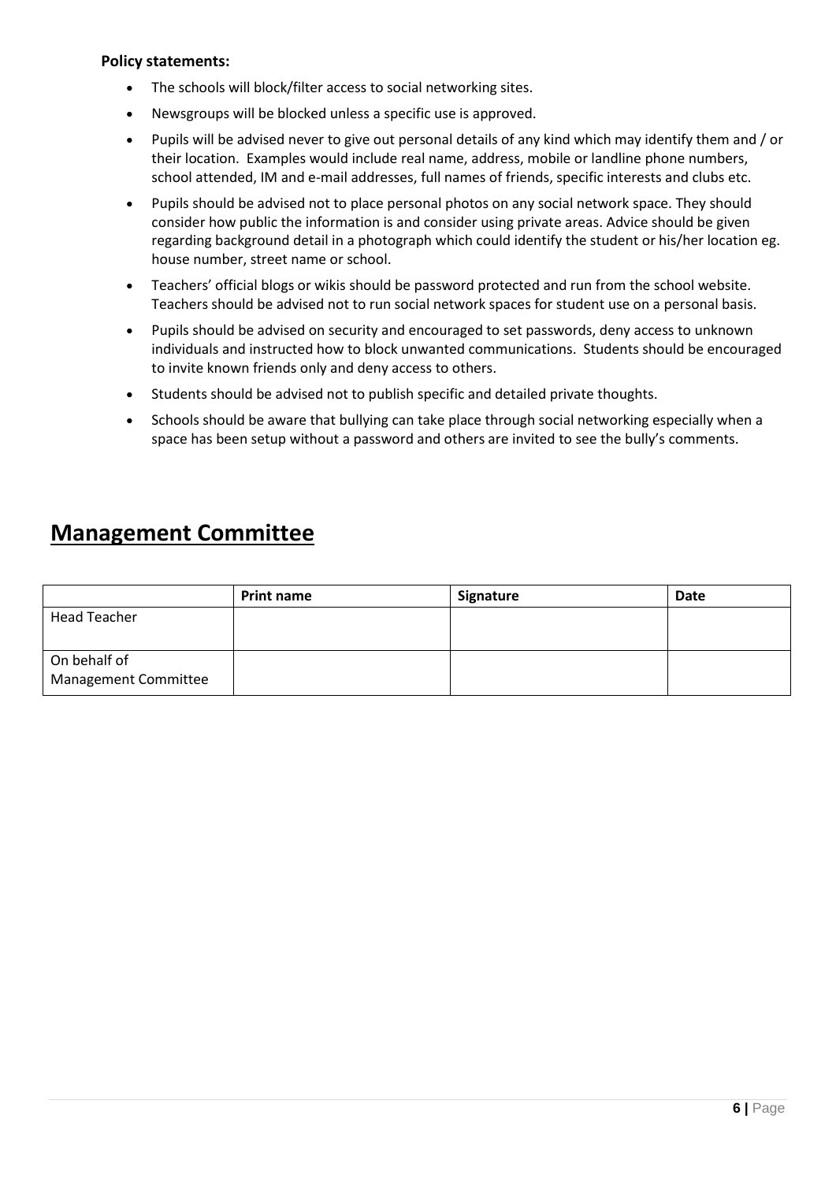**Policy statements:**

- The schools will block/filter access to social networking sites.
- Newsgroups will be blocked unless a specific use is approved.
- Pupils will be advised never to give out personal details of any kind which may identify them and / or their location. Examples would include real name, address, mobile or landline phone numbers, school attended, IM and e-mail addresses, full names of friends, specific interests and clubs etc.
- Pupils should be advised not to place personal photos on any social network space. They should consider how public the information is and consider using private areas. Advice should be given regarding background detail in a photograph which could identify the student or his/her location eg. house number, street name or school.
- Teachers' official blogs or wikis should be password protected and run from the school website. Teachers should be advised not to run social network spaces for student use on a personal basis.
- Pupils should be advised on security and encouraged to set passwords, deny access to unknown individuals and instructed how to block unwanted communications. Students should be encouraged to invite known friends only and deny access to others.
- Students should be advised not to publish specific and detailed private thoughts.
- Schools should be aware that bullying can take place through social networking especially when a space has been setup without a password and others are invited to see the bully's comments.

# Management Committee

| | Print name | Signature | Date |
|---|---|---|---|
| Head Teacher | | | |
| On behalf of Management Committee | | | |